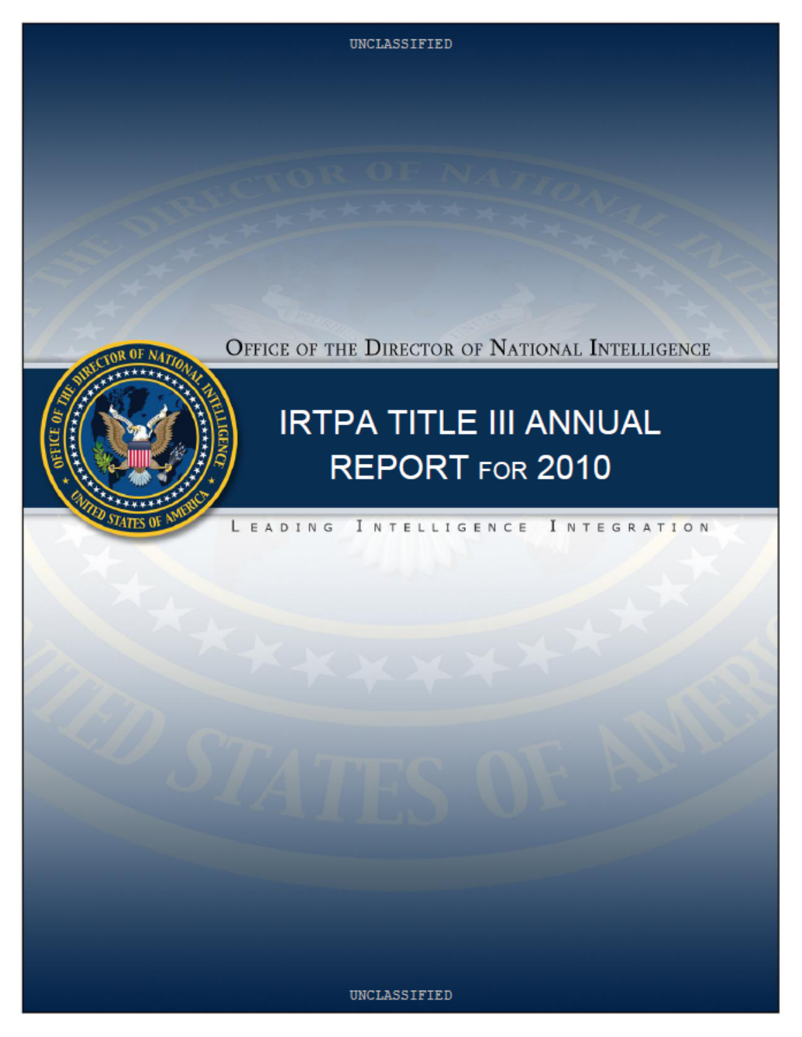UNCLASSIFIED

Office of the Director of National Intelligence

# IRTPA TITLE III ANNUAL REPORT FOR 2010

LEADING INTELLIGENCE INTEGRATION

UNCLASSIFIED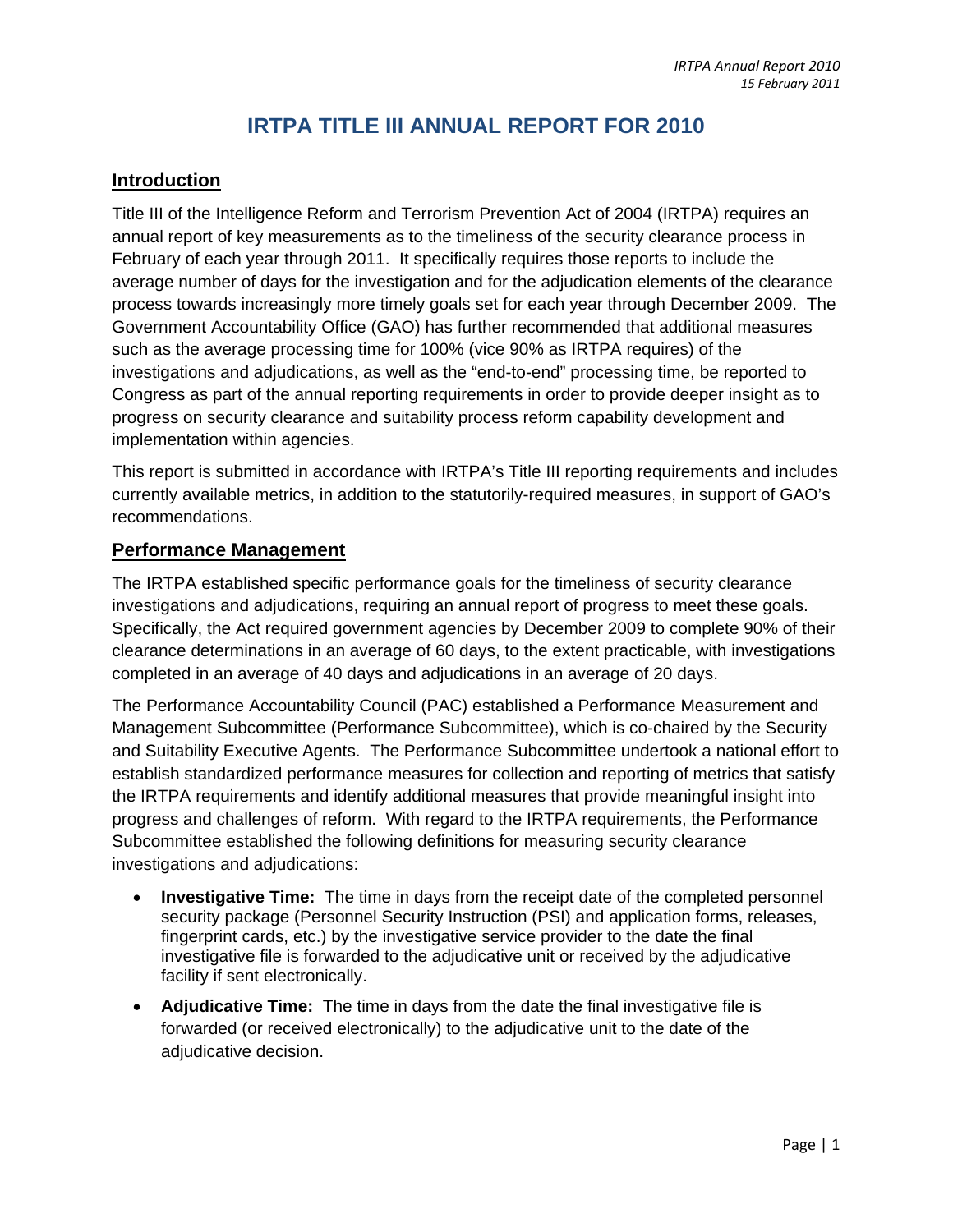# IRTPA TITLE III ANNUAL REPORT FOR 2010

## Introduction

Title III of the Intelligence Reform and Terrorism Prevention Act of 2004 (IRTPA) requires an annual report of key measurements as to the timeliness of the security clearance process in February of each year through 2011. It specifically requires those reports to include the average number of days for the investigation and for the adjudication elements of the clearance process towards increasingly more timely goals set for each year through December 2009. The Government Accountability Office (GAO) has further recommended that additional measures such as the average processing time for 100% (vice 90% as IRTPA requires) of the investigations and adjudications, as well as the "end-to-end" processing time, be reported to Congress as part of the annual reporting requirements in order to provide deeper insight as to progress on security clearance and suitability process reform capability development and implementation within agencies.

This report is submitted in accordance with IRTPA's Title III reporting requirements and includes currently available metrics, in addition to the statutorily-required measures, in support of GAO's recommendations.

## Performance Management

The IRTPA established specific performance goals for the timeliness of security clearance investigations and adjudications, requiring an annual report of progress to meet these goals. Specifically, the Act required government agencies by December 2009 to complete 90% of their clearance determinations in an average of 60 days, to the extent practicable, with investigations completed in an average of 40 days and adjudications in an average of 20 days.

The Performance Accountability Council (PAC) established a Performance Measurement and Management Subcommittee (Performance Subcommittee), which is co-chaired by the Security and Suitability Executive Agents. The Performance Subcommittee undertook a national effort to establish standardized performance measures for collection and reporting of metrics that satisfy the IRTPA requirements and identify additional measures that provide meaningful insight into progress and challenges of reform. With regard to the IRTPA requirements, the Performance Subcommittee established the following definitions for measuring security clearance investigations and adjudications:

- **Investigative Time:** The time in days from the receipt date of the completed personnel security package (Personnel Security Instruction (PSI) and application forms, releases, fingerprint cards, etc.) by the investigative service provider to the date the final investigative file is forwarded to the adjudicative unit or received by the adjudicative facility if sent electronically.
- **Adjudicative Time:** The time in days from the date the final investigative file is forwarded (or received electronically) to the adjudicative unit to the date of the adjudicative decision.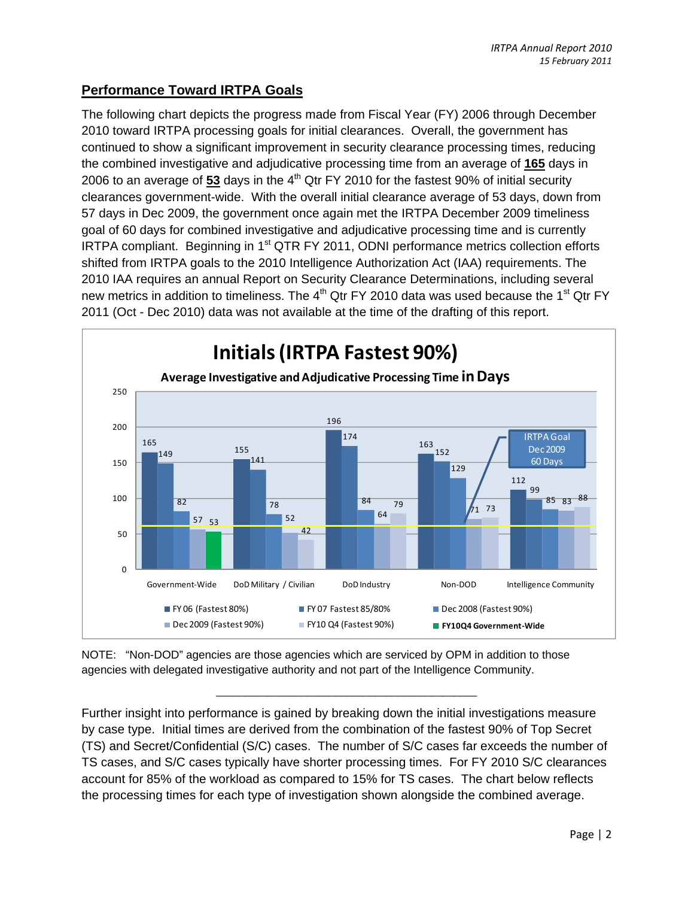## Performance Toward IRTPA Goals

The following chart depicts the progress made from Fiscal Year (FY) 2006 through December 2010 toward IRTPA processing goals for initial clearances. Overall, the government has continued to show a significant improvement in security clearance processing times, reducing the combined investigative and adjudicative processing time from an average of **165** days in 2006 to an average of **53** days in the 4th Qtr FY 2010 for the fastest 90% of initial security clearances government-wide. With the overall initial clearance average of 53 days, down from 57 days in Dec 2009, the government once again met the IRTPA December 2009 timeliness goal of 60 days for combined investigative and adjudicative processing time and is currently IRTPA compliant. Beginning in 1st QTR FY 2011, ODNI performance metrics collection efforts shifted from IRTPA goals to the 2010 Intelligence Authorization Act (IAA) requirements. The 2010 IAA requires an annual Report on Security Clearance Determinations, including several new metrics in addition to timeliness. The 4th Qtr FY 2010 data was used because the 1st Qtr FY 2011 (Oct - Dec 2010) data was not available at the time of the drafting of this report.

**Initials (IRTPA Fastest 90%)**

**Average Investigative and Adjudicative Processing Time in Days**

| | FY 06 (Fastest 80%) | FY 07 Fastest 85/80% | Dec 2008 (Fastest 90%) | Dec 2009 (Fastest 90%) | FY10 Q4 (Fastest 90%) |
|---|---|---|---|---|---|
| Government-Wide | 165 | 149 | 82 | 57 | 53 (FY10Q4 Government-Wide) |
| DoD Military / Civilian | 155 | 141 | 78 | 52 | 42 |
| DoD Industry | 196 | 174 | 84 | 64 | 79 |
| Non-DOD | 163 | 152 | 129 | 71 | 73 |
| Intelligence Community | 112 | 99 | 85 | 83 | 88 |

IRTPA Goal Dec 2009 60 Days

NOTE: "Non-DOD" agencies are those agencies which are serviced by OPM in addition to those agencies with delegated investigative authority and not part of the Intelligence Community.

---

Further insight into performance is gained by breaking down the initial investigations measure by case type. Initial times are derived from the combination of the fastest 90% of Top Secret (TS) and Secret/Confidential (S/C) cases. The number of S/C cases far exceeds the number of TS cases, and S/C cases typically have shorter processing times. For FY 2010 S/C clearances account for 85% of the workload as compared to 15% for TS cases. The chart below reflects the processing times for each type of investigation shown alongside the combined average.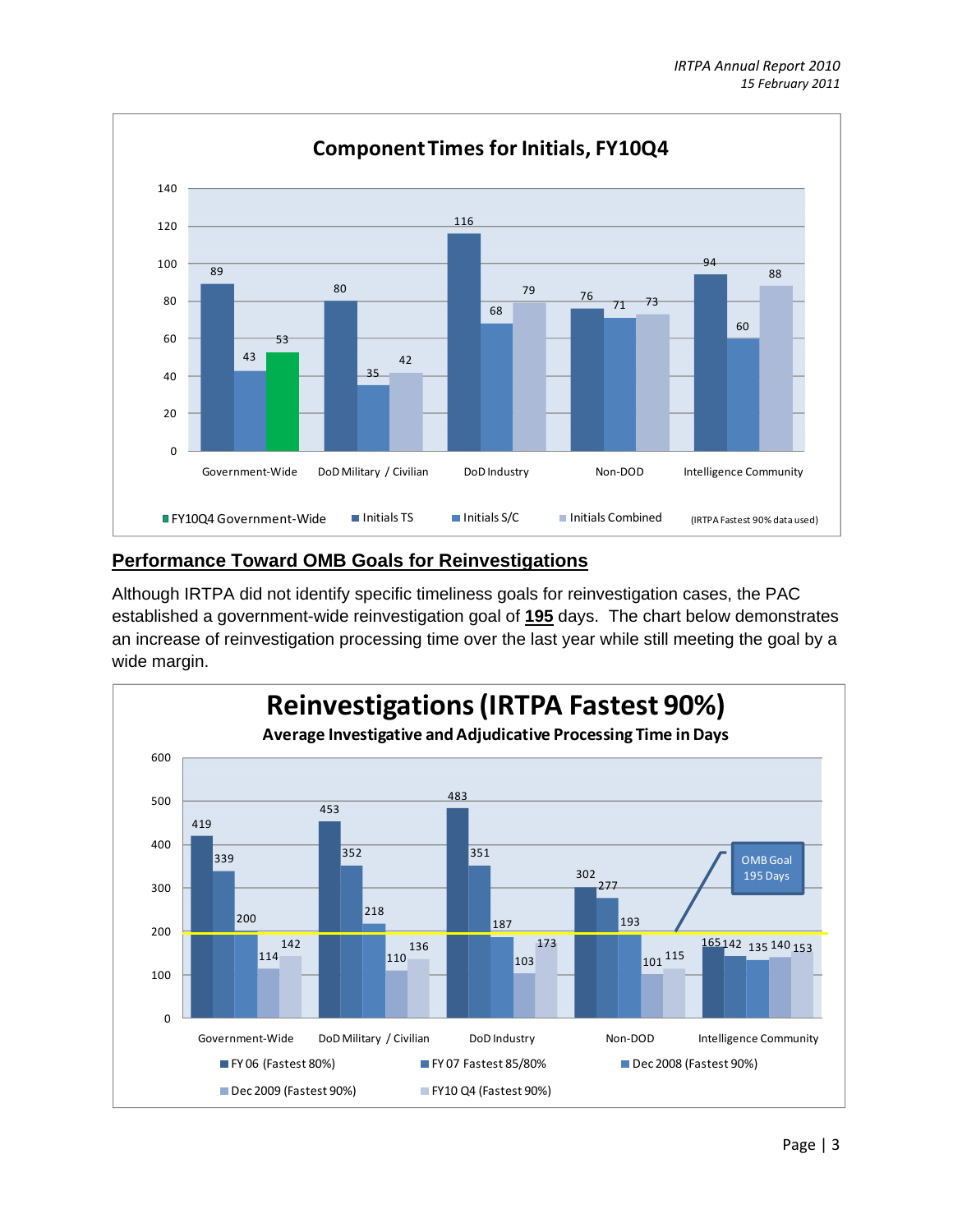## Component Times for Initials, FY10Q4

| | Initials TS | Initials S/C | Initials Combined |
|---|---|---|---|
| Government-Wide | 89 | 43 | 53 (FY10Q4 Government-Wide) |
| DoD Military / Civilian | 80 | 35 | 42 |
| DoD Industry | 116 | 68 | 79 |
| Non-DOD | 76 | 71 | 73 |
| Intelligence Community | 94 | 60 | 88 |

(IRTPA Fastest 90% data used)

## Performance Toward OMB Goals for Reinvestigations

Although IRTPA did not identify specific timeliness goals for reinvestigation cases, the PAC established a government-wide reinvestigation goal of **195** days. The chart below demonstrates an increase of reinvestigation processing time over the last year while still meeting the goal by a wide margin.

## Reinvestigations (IRTPA Fastest 90%)

**Average Investigative and Adjudicative Processing Time in Days**

| | FY 06 (Fastest 80%) | FY 07 Fastest 85/80% | Dec 2008 (Fastest 90%) | Dec 2009 (Fastest 90%) | FY10 Q4 (Fastest 90%) |
|---|---|---|---|---|---|
| Government-Wide | 419 | 339 | 200 | 114 | 142 |
| DoD Military / Civilian | 453 | 352 | 218 | 110 | 136 |
| DoD Industry | 483 | 351 | 187 | 103 | 173 |
| Non-DOD | 302 | 277 | 193 | 101 | 115 |
| Intelligence Community | 165 | 142 | 135 | 140 | 153 |

OMB Goal 195 Days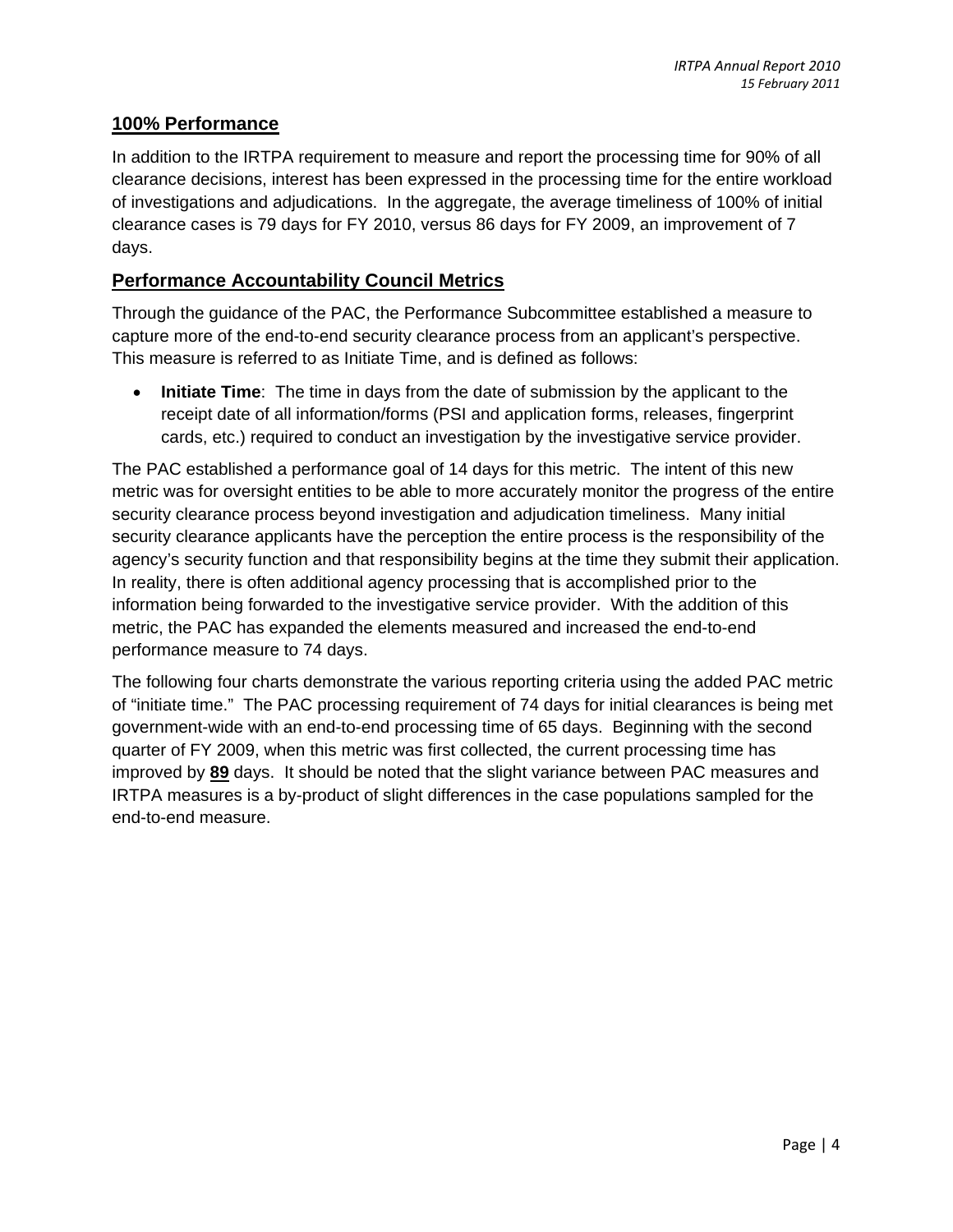## 100% Performance

In addition to the IRTPA requirement to measure and report the processing time for 90% of all clearance decisions, interest has been expressed in the processing time for the entire workload of investigations and adjudications. In the aggregate, the average timeliness of 100% of initial clearance cases is 79 days for FY 2010, versus 86 days for FY 2009, an improvement of 7 days.

## Performance Accountability Council Metrics

Through the guidance of the PAC, the Performance Subcommittee established a measure to capture more of the end-to-end security clearance process from an applicant's perspective. This measure is referred to as Initiate Time, and is defined as follows:

- **Initiate Time**: The time in days from the date of submission by the applicant to the receipt date of all information/forms (PSI and application forms, releases, fingerprint cards, etc.) required to conduct an investigation by the investigative service provider.

The PAC established a performance goal of 14 days for this metric. The intent of this new metric was for oversight entities to be able to more accurately monitor the progress of the entire security clearance process beyond investigation and adjudication timeliness. Many initial security clearance applicants have the perception the entire process is the responsibility of the agency's security function and that responsibility begins at the time they submit their application. In reality, there is often additional agency processing that is accomplished prior to the information being forwarded to the investigative service provider. With the addition of this metric, the PAC has expanded the elements measured and increased the end-to-end performance measure to 74 days.

The following four charts demonstrate the various reporting criteria using the added PAC metric of "initiate time." The PAC processing requirement of 74 days for initial clearances is being met government-wide with an end-to-end processing time of 65 days. Beginning with the second quarter of FY 2009, when this metric was first collected, the current processing time has improved by **89** days. It should be noted that the slight variance between PAC measures and IRTPA measures is a by-product of slight differences in the case populations sampled for the end-to-end measure.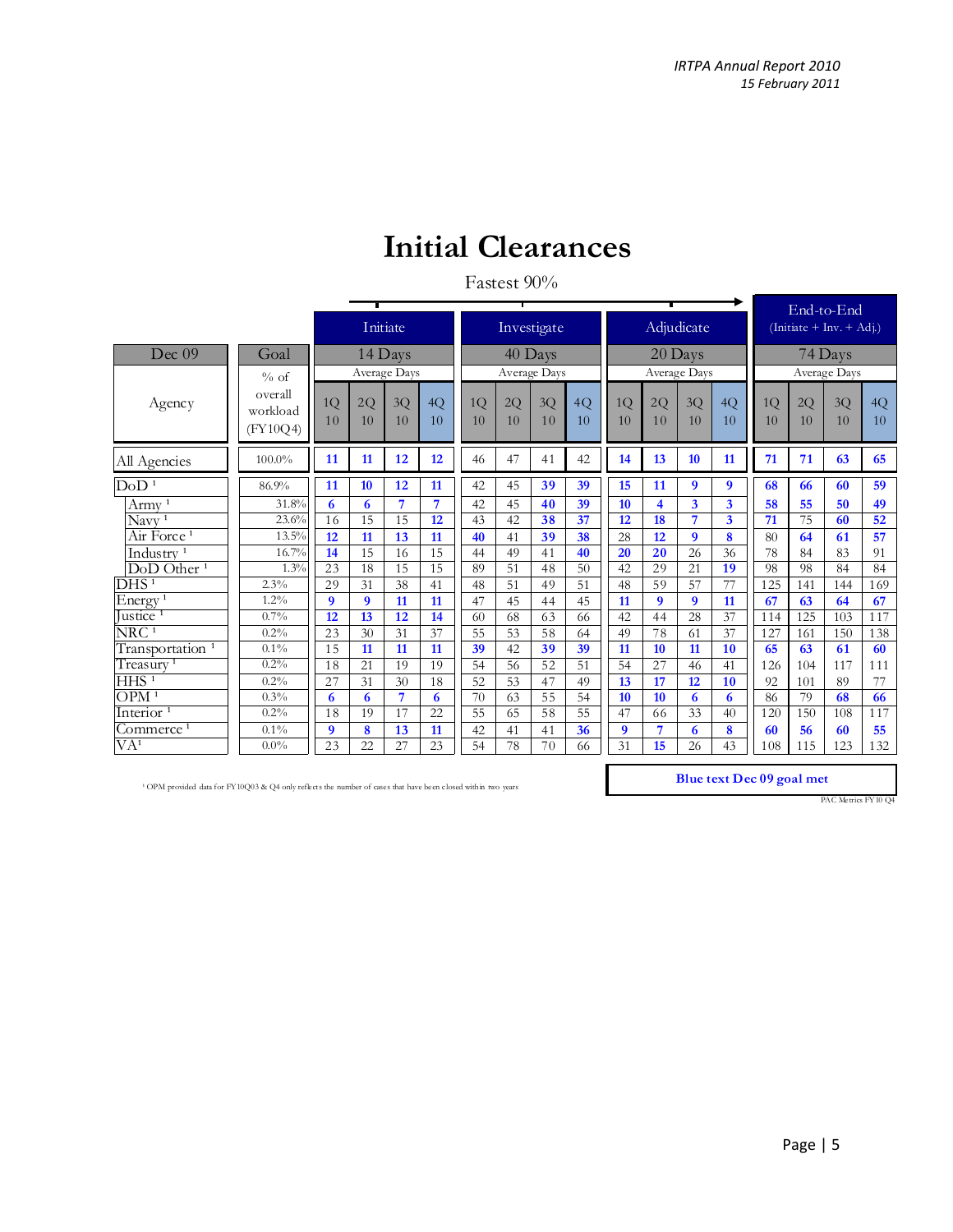# Initial Clearances

Fastest 90%

| Dec 09 | Goal | Initiate | | | | Investigate | | | | Adjudicate | | | | End-to-End (Initiate + Inv. + Adj.) | | | |
|---|---|---|---|---|---|---|---|---|---|---|---|---|---|---|---|---|---|
| | | 14 Days | | | | 40 Days | | | | 20 Days | | | | 74 Days | | | |
| | | Average Days | | | | Average Days | | | | Average Days | | | | Average Days | | | |
| Agency | % of overall workload (FY10Q4) | 1Q 10 | 2Q 10 | 3Q 10 | 4Q 10 | 1Q 10 | 2Q 10 | 3Q 10 | 4Q 10 | 1Q 10 | 2Q 10 | 3Q 10 | 4Q 10 | 1Q 10 | 2Q 10 | 3Q 10 | 4Q 10 |
| All Agencies | 100.0% | **11** | **11** | **12** | **12** | 46 | 47 | 41 | 42 | **14** | **13** | **10** | **11** | **71** | **71** | **63** | **65** |
| DoD [1] | 86.9% | **11** | **10** | **12** | **11** | 42 | 45 | **39** | **39** | **15** | **11** | **9** | **9** | **68** | **66** | **60** | **59** |
| Army [1] | 31.8% | **6** | **6** | **7** | **7** | 42 | 45 | **40** | **39** | **10** | **4** | **3** | **3** | **58** | **55** | **50** | **49** |
| Navy [1] | 23.6% | 16 | 15 | 15 | **12** | 43 | 42 | **38** | **37** | **12** | **18** | **7** | **3** | **71** | 75 | **60** | **52** |
| Air Force [1] | 13.5% | **12** | **11** | **13** | **11** | **40** | 41 | **39** | **38** | 28 | **12** | **9** | **8** | 80 | **64** | **61** | **57** |
| Industry [1] | 16.7% | **14** | 15 | 16 | 15 | 44 | 49 | 41 | **40** | **20** | **20** | 26 | 36 | 78 | 84 | 83 | 91 |
| DoD Other [1] | 1.3% | 23 | 18 | 15 | 15 | 89 | 51 | 48 | 50 | 42 | 29 | 21 | **19** | 98 | 98 | 84 | 84 |
| DHS [1] | 2.3% | 29 | 31 | 38 | 41 | 48 | 51 | 49 | 51 | 48 | 59 | 57 | 77 | 125 | 141 | 144 | 169 |
| Energy [1] | 1.2% | **9** | **9** | **11** | **11** | 47 | 45 | 44 | 45 | **11** | **9** | **9** | **11** | **67** | **63** | **64** | **67** |
| Justice [1] | 0.7% | **12** | **13** | **12** | **14** | 60 | 68 | 63 | 66 | 42 | 44 | 28 | 37 | 114 | 125 | 103 | 117 |
| NRC [1] | 0.2% | 23 | 30 | 31 | 37 | 55 | 53 | 58 | 64 | 49 | 78 | 61 | 37 | 127 | 161 | 150 | 138 |
| Transportation [1] | 0.1% | 15 | **11** | **11** | **11** | **39** | 42 | **39** | **39** | **11** | **10** | **11** | **10** | **65** | **63** | **61** | **60** |
| Treasury [1] | 0.2% | 18 | 21 | 19 | 19 | 54 | 56 | 52 | 51 | 54 | 27 | 46 | 41 | 126 | 104 | 117 | 111 |
| HHS [1] | 0.2% | 27 | 31 | 30 | 18 | 52 | 53 | 47 | 49 | **13** | **17** | **12** | **10** | 92 | 101 | 89 | 77 |
| OPM [1] | 0.3% | **6** | **6** | **7** | **6** | 70 | 63 | 55 | 54 | **10** | **10** | **6** | **6** | 86 | 79 | **68** | **66** |
| Interior [1] | 0.2% | 18 | 19 | 17 | 22 | 55 | 65 | 58 | 55 | 47 | 66 | 33 | 40 | 120 | 150 | 108 | 117 |
| Commerce [1] | 0.1% | **9** | **8** | **13** | **11** | 42 | 41 | 41 | **36** | **9** | **7** | **6** | **8** | **60** | **56** | **60** | **55** |
| VA[1] | 0.0% | 23 | 22 | 27 | 23 | 54 | 78 | 70 | 66 | 31 | **15** | 26 | 43 | 108 | 115 | 123 | 132 |

[1] OPM provided data for FY10Q03 & Q4 only reflects the number of cases that have been closed within two years

**Blue text Dec 09 goal met**

PAC Metrics FY10 Q4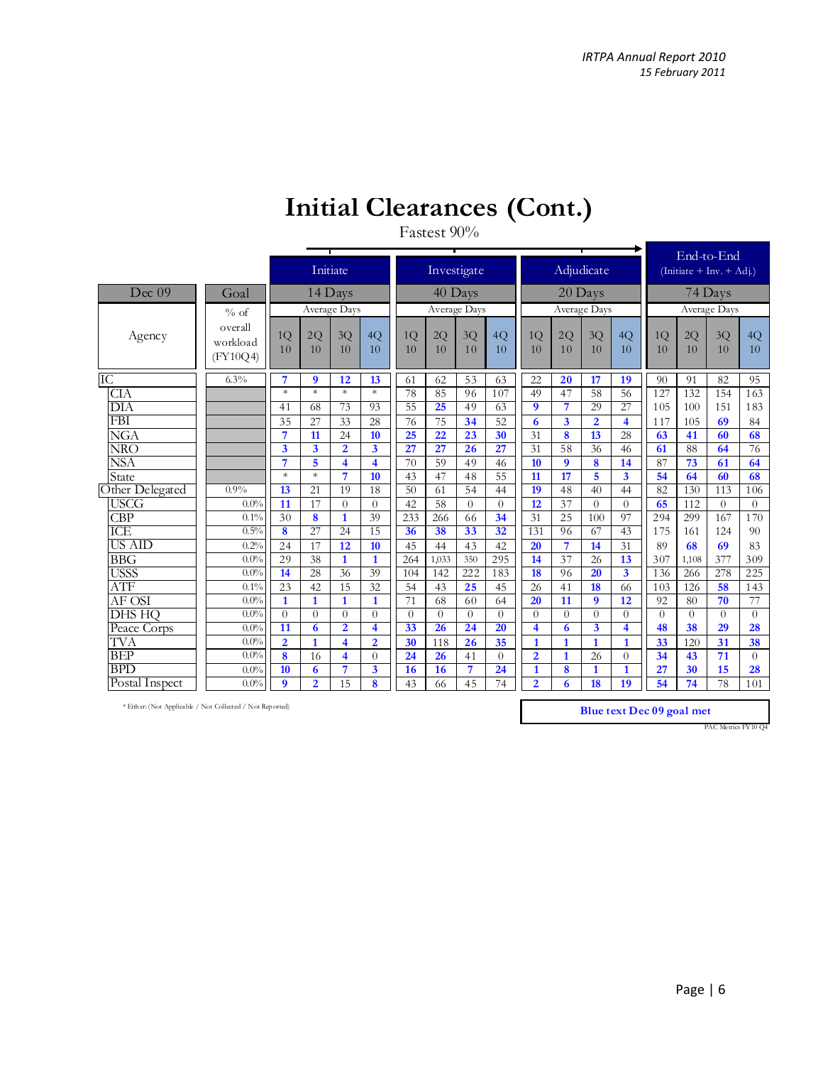# Initial Clearances (Cont.)

Fastest 90%

| Dec 09 | Goal | Initiate | | | | Investigate | | | | Adjudicate | | | | End-to-End (Initiate + Inv. + Adj.) | | | |
|---|---|---|---|---|---|---|---|---|---|---|---|---|---|---|---|---|---|
| | | 14 Days | | | | 40 Days | | | | 20 Days | | | | 74 Days | | | |
| | | Average Days | | | | Average Days | | | | Average Days | | | | Average Days | | | |
| Agency | % of overall workload (FY10Q4) | 1Q 10 | 2Q 10 | 3Q 10 | 4Q 10 | 1Q 10 | 2Q 10 | 3Q 10 | 4Q 10 | 1Q 10 | 2Q 10 | 3Q 10 | 4Q 10 | 1Q 10 | 2Q 10 | 3Q 10 | 4Q 10 |
| IC | 6.3% | **7** | **9** | **12** | **13** | 61 | 62 | 53 | 63 | 22 | **20** | **17** | **19** | 90 | 91 | 82 | 95 |
| CIA | | * | * | * | * | 78 | 85 | 96 | 107 | 49 | 47 | 58 | 56 | 127 | 132 | 154 | 163 |
| DIA | | 41 | 68 | 73 | 93 | 55 | **25** | 49 | 63 | **9** | **7** | 29 | 27 | 105 | 100 | 151 | 183 |
| FBI | | 35 | 27 | 33 | 28 | 76 | 75 | **34** | 52 | **6** | **3** | **2** | **4** | 117 | 105 | **69** | 84 |
| NGA | | **7** | **11** | 24 | **10** | **25** | **22** | **23** | **30** | 31 | **8** | **13** | 28 | **63** | **41** | **60** | **68** |
| NRO | | **3** | **3** | **2** | **3** | **27** | **27** | **26** | **27** | 31 | 58 | 36 | 46 | **61** | 88 | **64** | 76 |
| NSA | | **7** | **5** | **4** | **4** | 70 | 59 | 49 | 46 | **10** | **9** | **8** | **14** | 87 | **73** | **61** | **64** |
| State | | * | * | **7** | **10** | 43 | 47 | 48 | 55 | **11** | **17** | **5** | **3** | **54** | **64** | **60** | **68** |
| Other Delegated | 0.9% | **13** | 21 | 19 | 18 | 50 | 61 | 54 | 44 | **19** | 48 | 40 | 44 | 82 | 130 | 113 | 106 |
| USCG | 0.0% | **11** | 17 | 0 | 0 | 42 | 58 | 0 | 0 | **12** | 37 | 0 | 0 | **65** | 112 | 0 | 0 |
| CBP | 0.1% | 30 | **8** | **1** | 39 | 233 | 266 | 66 | **34** | 31 | 25 | 100 | 97 | 294 | 299 | 167 | 170 |
| ICE | 0.5% | **8** | 27 | 24 | 15 | **36** | **38** | **33** | **32** | 131 | 96 | 67 | 43 | 175 | 161 | 124 | 90 |
| US AID | 0.2% | 24 | 17 | **12** | **10** | 45 | 44 | 43 | 42 | **20** | **7** | **14** | 31 | 89 | **68** | **69** | 83 |
| BBG | 0.0% | 29 | 38 | **1** | **1** | 264 | 1,033 | 350 | 295 | **14** | 37 | 26 | **13** | 307 | 1,108 | 377 | 309 |
| USSS | 0.0% | **14** | 28 | 36 | 39 | 104 | 142 | 222 | 183 | **18** | 96 | **20** | **3** | 136 | 266 | 278 | 225 |
| ATF | 0.1% | 23 | 42 | 15 | 32 | 54 | 43 | **25** | 45 | 26 | 41 | **18** | 66 | 103 | 126 | **58** | 143 |
| AF OSI | 0.0% | **1** | **1** | **1** | **1** | 71 | 68 | 60 | 64 | **20** | **11** | **9** | **12** | 92 | 80 | **70** | 77 |
| DHS HQ | 0.0% | 0 | 0 | 0 | 0 | 0 | 0 | 0 | 0 | 0 | 0 | 0 | 0 | 0 | 0 | 0 | 0 |
| Peace Corps | 0.0% | **11** | **6** | **2** | **4** | **33** | **26** | **24** | **20** | **4** | **6** | **3** | **4** | **48** | **38** | **29** | **28** |
| TVA | 0.0% | **2** | **1** | **4** | **2** | **30** | 118 | **26** | **35** | **1** | **1** | **1** | **1** | **33** | 120 | **31** | **38** |
| BEP | 0.0% | **8** | 16 | **4** | 0 | **24** | **26** | 41 | 0 | **2** | **1** | 26 | 0 | **34** | **43** | **71** | 0 |
| BPD | 0.0% | **10** | **6** | **7** | **3** | **16** | **16** | **7** | **24** | **1** | **8** | **1** | **1** | **27** | **30** | **15** | **28** |
| Postal Inspect | 0.0% | **9** | **2** | 15 | **8** | 43 | 66 | 45 | 74 | **2** | **6** | **18** | **19** | **54** | 74 | 78 | 101 |

\* Either: (Not Applicable / Not Collected / Not Reported)

**Blue text Dec 09 goal met**

PAC Metrics FY10 Q4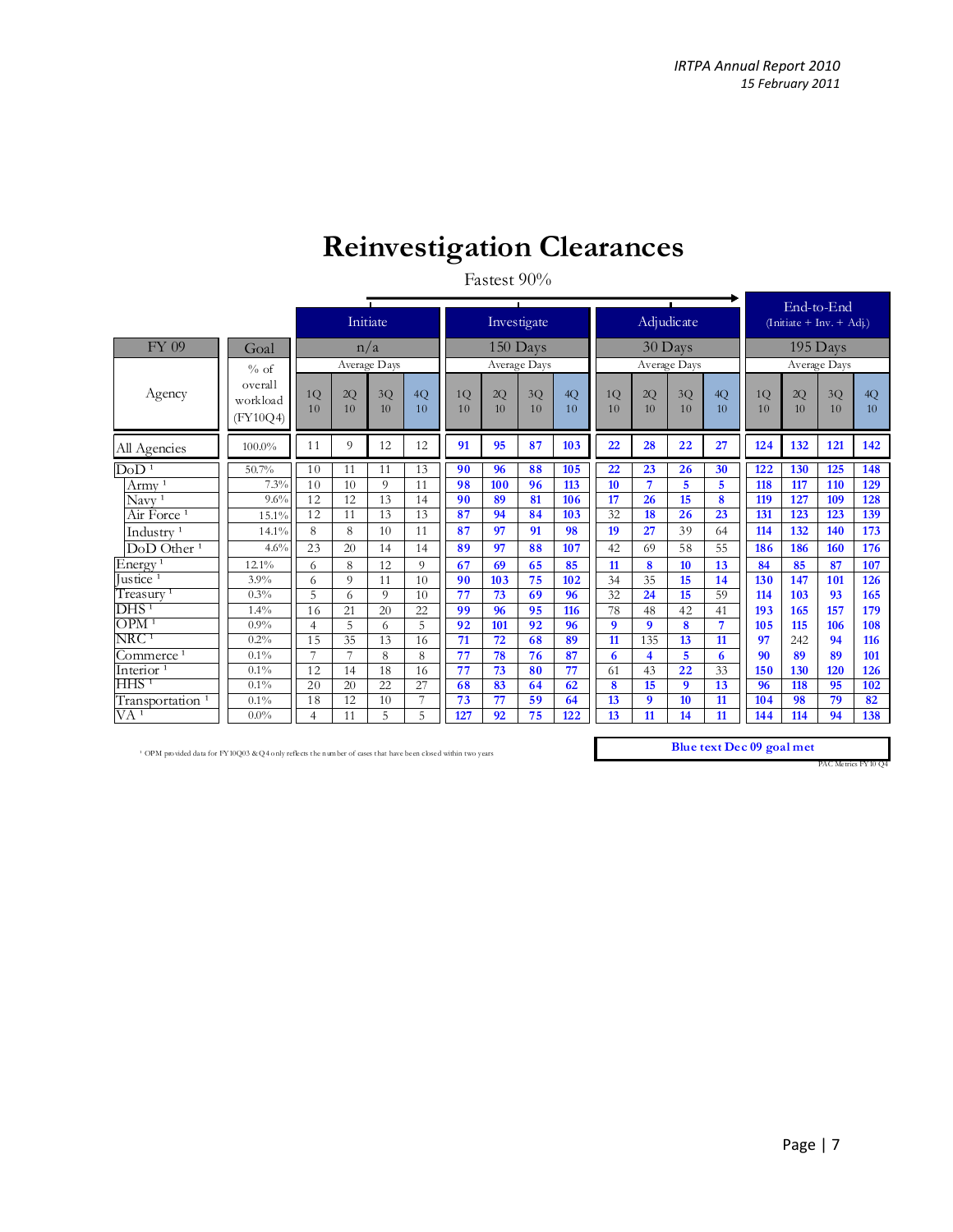# Reinvestigation Clearances

Fastest 90%

| FY 09 | Goal | Initiate | | | | Investigate | | | | Adjudicate | | | | End-to-End (Initiate + Inv. + Adj.) | | | |
|---|---|---|---|---|---|---|---|---|---|---|---|---|---|---|---|---|---|
| | | n/a | | | | 150 Days | | | | 30 Days | | | | 195 Days | | | |
| | | Average Days | | | | Average Days | | | | Average Days | | | | Average Days | | | |
| Agency | % of overall workload (FY10Q4) | 1Q 10 | 2Q 10 | 3Q 10 | 4Q 10 | 1Q 10 | 2Q 10 | 3Q 10 | 4Q 10 | 1Q 10 | 2Q 10 | 3Q 10 | 4Q 10 | 1Q 10 | 2Q 10 | 3Q 10 | 4Q 10 |
| All Agencies | 100.0% | 11 | 9 | 12 | 12 | **91** | **95** | **87** | **103** | **22** | **28** | **22** | **27** | **124** | **132** | **121** | **142** |
| DoD [1] | 50.7% | 10 | 11 | 11 | 13 | **90** | **96** | **88** | **105** | **22** | **23** | **26** | **30** | **122** | **130** | **125** | **148** |
| Army [1] | 7.3% | 10 | 10 | 9 | 11 | **98** | **100** | **96** | **113** | **10** | **7** | **5** | **5** | **118** | **117** | **110** | **129** |
| Navy [1] | 9.6% | 12 | 12 | 13 | 14 | **90** | **89** | **81** | **106** | **17** | **26** | **15** | **8** | **119** | **127** | **109** | **128** |
| Air Force [1] | 15.1% | 12 | 11 | 13 | 13 | **87** | **94** | **84** | **103** | 32 | **18** | **26** | **23** | **131** | **123** | **123** | **139** |
| Industry [1] | 14.1% | 8 | 8 | 10 | 11 | **87** | **97** | **91** | **98** | **19** | **27** | 39 | 64 | **114** | **132** | **140** | **173** |
| DoD Other [1] | 4.6% | 23 | 20 | 14 | 14 | **89** | **97** | **88** | **107** | 42 | 69 | 58 | 55 | **186** | **186** | **160** | **176** |
| Energy [1] | 12.1% | 6 | 8 | 12 | 9 | **67** | **69** | **65** | **85** | **11** | **8** | **10** | **13** | **84** | **85** | **87** | **107** |
| Justice [1] | 3.9% | 6 | 9 | 11 | 10 | **90** | **103** | **75** | **102** | 34 | 35 | **15** | **14** | **130** | **147** | **101** | **126** |
| Treasury [1] | 0.3% | 5 | 6 | 9 | 10 | **77** | **73** | **69** | **96** | 32 | **24** | **15** | 59 | **114** | **103** | **93** | **165** |
| DHS [1] | 1.4% | 16 | 21 | 20 | 22 | **99** | **96** | **95** | **116** | 78 | 48 | 42 | 41 | **193** | **165** | **157** | **179** |
| OPM [1] | 0.9% | 4 | 5 | 6 | 5 | **92** | **101** | **92** | **96** | **9** | **9** | **8** | **7** | **105** | **115** | **106** | **108** |
| NRC [1] | 0.2% | 15 | 35 | 13 | 16 | **71** | **72** | **68** | **89** | **11** | 135 | **13** | **11** | **97** | 242 | **94** | **116** |
| Commerce [1] | 0.1% | 7 | 7 | 8 | 8 | **77** | **78** | **76** | **87** | **6** | **4** | **5** | **6** | **90** | **89** | **89** | **101** |
| Interior [1] | 0.1% | 12 | 14 | 18 | 16 | **77** | **73** | **80** | **77** | 61 | 43 | **22** | 33 | **150** | **130** | **120** | **126** |
| HHS [1] | 0.1% | 20 | 20 | 22 | 27 | **68** | **83** | **64** | **62** | **8** | **15** | **9** | **13** | **96** | **118** | **95** | **102** |
| Transportation [1] | 0.1% | 18 | 12 | 10 | 7 | **73** | **77** | **59** | **64** | **13** | **9** | **10** | **11** | **104** | **98** | **79** | **82** |
| VA [1] | 0.0% | 4 | 11 | 5 | 5 | **127** | **92** | **75** | **122** | **13** | **11** | **14** | **11** | **144** | **114** | **94** | **138** |

[1] OPM provided data for FY10Q3 & Q4 only reflects the number of cases that have been closed within two years

**Blue text Dec 09 goal met**

PAC Metrics FY10 Q4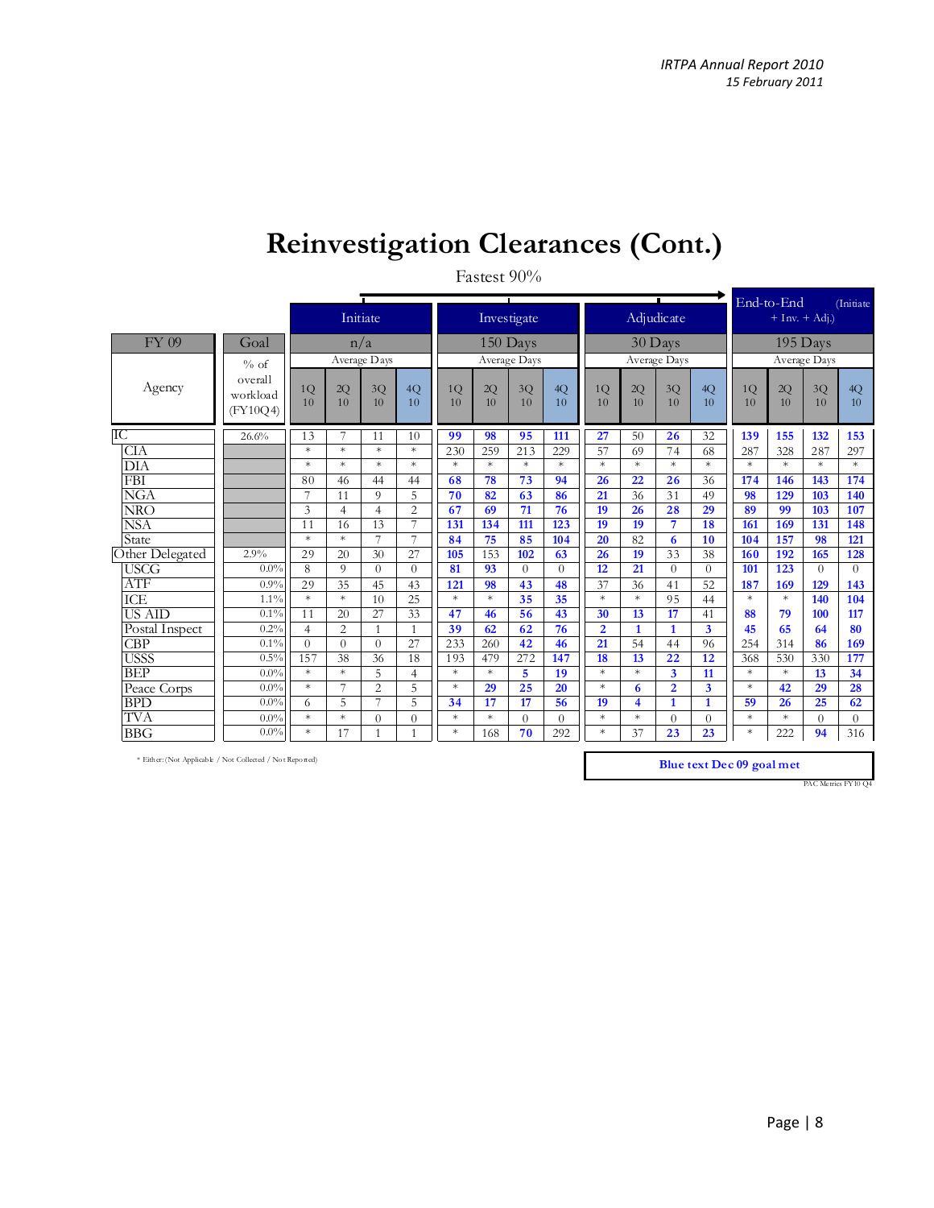# Reinvestigation Clearances (Cont.)

Fastest 90%

| FY 09 | Goal | Initiate | | | | Investigate | | | | Adjudicate | | | | End-to-End (Initiate + Inv. + Adj.) | | | |
|---|---|---|---|---|---|---|---|---|---|---|---|---|---|---|---|---|---|
| | | n/a | | | | 150 Days | | | | 30 Days | | | | 195 Days | | | |
| | | Average Days | | | | Average Days | | | | Average Days | | | | Average Days | | | |
| Agency | % of overall workload (FY10Q4) | 1Q 10 | 2Q 10 | 3Q 10 | 4Q 10 | 1Q 10 | 2Q 10 | 3Q 10 | 4Q 10 | 1Q 10 | 2Q 10 | 3Q 10 | 4Q 10 | 1Q 10 | 2Q 10 | 3Q 10 | 4Q 10 |
| IC | 26.6% | 13 | 7 | 11 | 10 | **99** | **98** | **95** | **111** | **27** | 50 | **26** | 32 | **139** | **155** | **132** | **153** |
| CIA | | * | * | * | * | 230 | 259 | 213 | 229 | 57 | 69 | 74 | 68 | 287 | 328 | 287 | 297 |
| DIA | | * | * | * | * | * | * | * | * | * | * | * | * | * | * | * | * |
| FBI | | 80 | 46 | 44 | 44 | **68** | **78** | **73** | **94** | **26** | **22** | **26** | 36 | **174** | **146** | **143** | **174** |
| NGA | | 7 | 11 | 9 | 5 | **70** | **82** | **63** | **86** | **21** | 36 | 31 | 49 | **98** | **129** | **103** | **140** |
| NRO | | 3 | 4 | 4 | 2 | **67** | **69** | **71** | **76** | **19** | **26** | **28** | **29** | **89** | **99** | **103** | **107** |
| NSA | | 11 | 16 | 13 | 7 | **131** | **134** | **111** | **123** | **19** | **19** | **7** | **18** | **161** | **169** | **131** | **148** |
| State | | * | * | 7 | 7 | **84** | **75** | **85** | **104** | **20** | 82 | **6** | **10** | **104** | **157** | **98** | **121** |
| Other Delegated | 2.9% | 29 | 20 | 30 | 27 | **105** | 153 | **102** | **63** | **26** | **19** | 33 | 38 | **160** | **192** | **165** | **128** |
| USCG | 0.0% | 8 | 9 | 0 | 0 | **81** | **93** | 0 | 0 | **12** | **21** | 0 | 0 | **101** | **123** | 0 | 0 |
| ATF | 0.9% | 29 | 35 | 45 | 43 | **121** | **98** | **43** | **48** | 37 | 36 | 41 | 52 | **187** | **169** | **129** | **143** |
| ICE | 1.1% | * | * | 10 | 25 | * | * | **35** | **35** | * | * | 95 | 44 | * | * | **140** | **104** |
| US AID | 0.1% | 11 | 20 | 27 | 33 | **47** | **46** | **56** | **43** | **30** | **13** | **17** | 41 | **88** | **79** | **100** | **117** |
| Postal Inspect | 0.2% | 4 | 2 | 1 | 1 | **39** | **62** | **62** | **76** | **2** | **1** | **1** | **3** | **45** | **65** | **64** | **80** |
| CBP | 0.1% | 0 | 0 | 0 | 27 | 233 | 260 | **42** | **46** | **21** | 54 | 44 | 96 | 254 | 314 | **86** | **169** |
| USSS | 0.5% | 157 | 38 | 36 | 18 | 193 | 479 | 272 | **147** | **18** | **13** | **22** | **12** | 368 | 530 | 330 | **177** |
| BEP | 0.0% | * | * | 5 | 4 | * | * | **5** | **19** | * | * | **3** | **11** | * | * | **13** | **34** |
| Peace Corps | 0.0% | * | 7 | 2 | 5 | * | **29** | **25** | **20** | * | **6** | **2** | **3** | * | **42** | **29** | **28** |
| BPD | 0.0% | 6 | 5 | 7 | 5 | **34** | **17** | **17** | **56** | **19** | **4** | **1** | **1** | **59** | **26** | **25** | **62** |
| TVA | 0.0% | * | * | 0 | 0 | * | * | 0 | 0 | * | * | 0 | 0 | * | * | 0 | 0 |
| BBG | 0.0% | * | 17 | 1 | 1 | * | 168 | **70** | 292 | * | 37 | **23** | **23** | * | 222 | **94** | 316 |

* Either: (Not Applicable / Not Collected / Not Reported)

**Blue text Dec 09 goal met**

PAC Metrics FY10 Q4